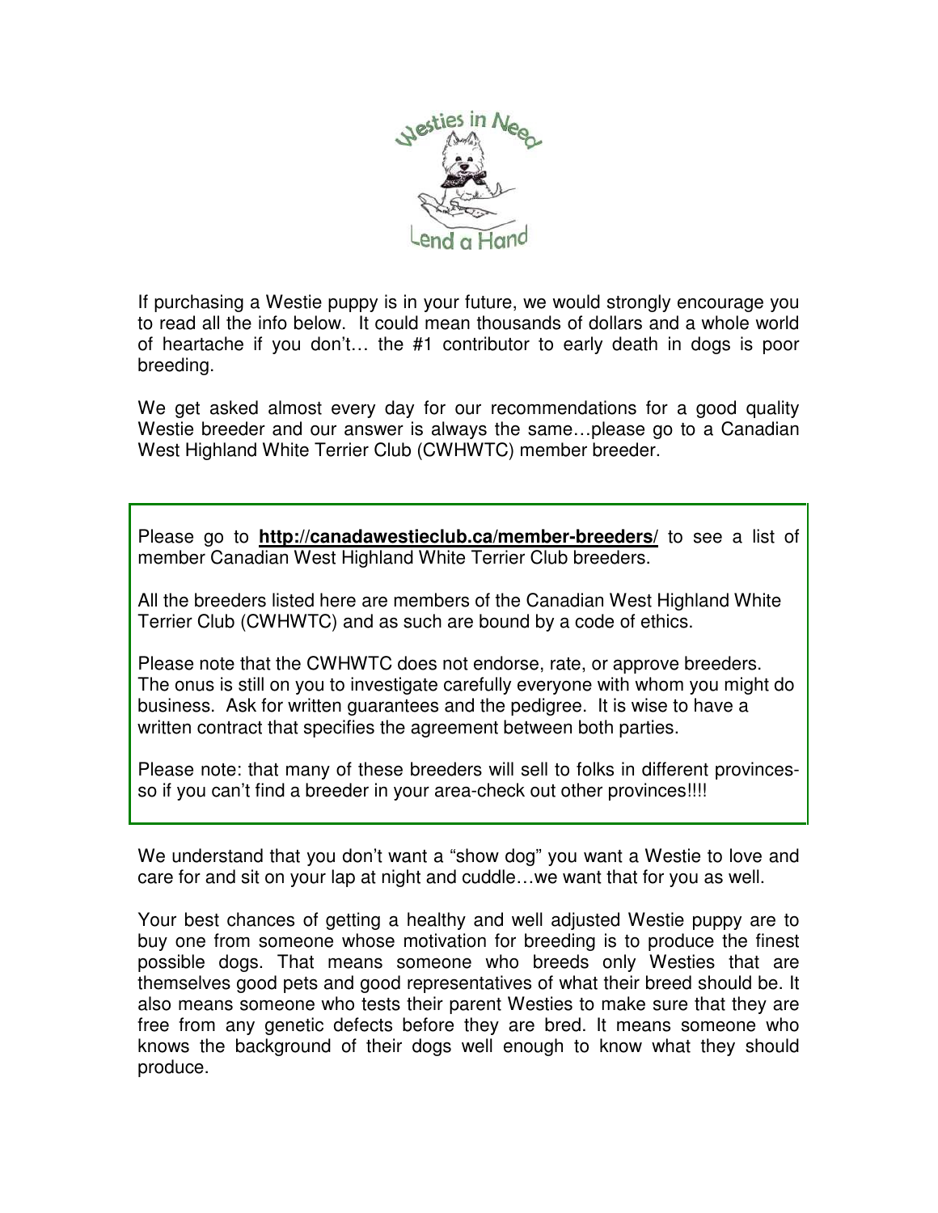If purchasing a Westie puppy is in your future, we would strongly encourage you to read all the info below. It could mean thousands of dollars and a whole world of heartache if you don't… the #1 contributor to early death in dogs is poor breeding.

We get asked almost every day for our recommendations for a good quality Westie breeder and our answer is always the same…please go to a Canadian West Highland White Terrier Club (CWHWTC) member breeder.

Please go to **http://canadawestieclub.ca/member-breeders/** to see a list of member Canadian West Highland White Terrier Club breeders.

All the breeders listed here are members of the Canadian West Highland White Terrier Club (CWHWTC) and as such are bound by a code of ethics.

Please note that the CWHWTC does not endorse, rate, or approve breeders. The onus is still on you to investigate carefully everyone with whom you might do business. Ask for written guarantees and the pedigree. It is wise to have a written contract that specifies the agreement between both parties.

Please note: that many of these breeders will sell to folks in different provinces-so if you can't find a breeder in your area-check out other provinces!!!!

We understand that you don't want a "show dog" you want a Westie to love and care for and sit on your lap at night and cuddle…we want that for you as well.

Your best chances of getting a healthy and well adjusted Westie puppy are to buy one from someone whose motivation for breeding is to produce the finest possible dogs. That means someone who breeds only Westies that are themselves good pets and good representatives of what their breed should be. It also means someone who tests their parent Westies to make sure that they are free from any genetic defects before they are bred. It means someone who knows the background of their dogs well enough to know what they should produce.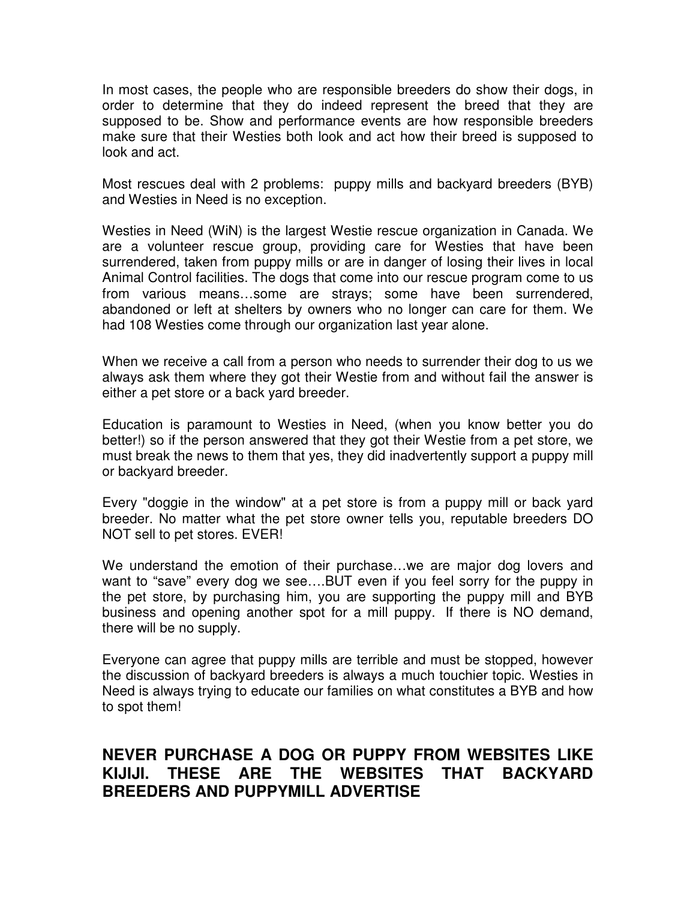In most cases, the people who are responsible breeders do show their dogs, in order to determine that they do indeed represent the breed that they are supposed to be. Show and performance events are how responsible breeders make sure that their Westies both look and act how their breed is supposed to look and act.

Most rescues deal with 2 problems: puppy mills and backyard breeders (BYB) and Westies in Need is no exception.

Westies in Need (WiN) is the largest Westie rescue organization in Canada. We are a volunteer rescue group, providing care for Westies that have been surrendered, taken from puppy mills or are in danger of losing their lives in local Animal Control facilities. The dogs that come into our rescue program come to us from various means…some are strays; some have been surrendered, abandoned or left at shelters by owners who no longer can care for them. We had 108 Westies come through our organization last year alone.

When we receive a call from a person who needs to surrender their dog to us we always ask them where they got their Westie from and without fail the answer is either a pet store or a back yard breeder.

Education is paramount to Westies in Need, (when you know better you do better!) so if the person answered that they got their Westie from a pet store, we must break the news to them that yes, they did inadvertently support a puppy mill or backyard breeder.

Every "doggie in the window" at a pet store is from a puppy mill or back yard breeder. No matter what the pet store owner tells you, reputable breeders DO NOT sell to pet stores. EVER!

We understand the emotion of their purchase…we are major dog lovers and want to "save" every dog we see….BUT even if you feel sorry for the puppy in the pet store, by purchasing him, you are supporting the puppy mill and BYB business and opening another spot for a mill puppy. If there is NO demand, there will be no supply.

Everyone can agree that puppy mills are terrible and must be stopped, however the discussion of backyard breeders is always a much touchier topic. Westies in Need is always trying to educate our families on what constitutes a BYB and how to spot them!

## NEVER PURCHASE A DOG OR PUPPY FROM WEBSITES LIKE KIJIJI. THESE ARE THE WEBSITES THAT BACKYARD BREEDERS AND PUPPYMILL ADVERTISE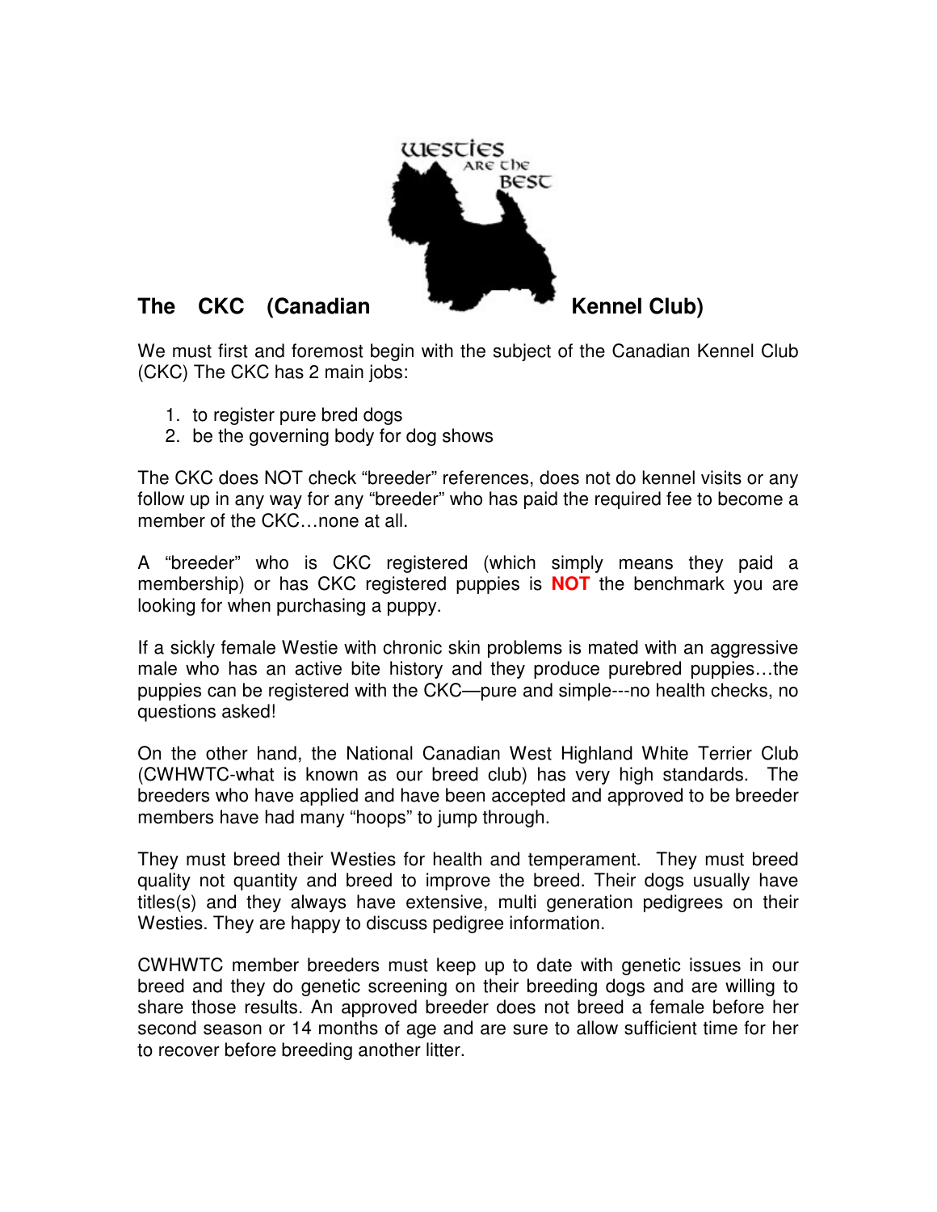## The CKC (Canadian Kennel Club)

We must first and foremost begin with the subject of the Canadian Kennel Club (CKC) The CKC has 2 main jobs:

1. to register pure bred dogs
2. be the governing body for dog shows

The CKC does NOT check "breeder" references, does not do kennel visits or any follow up in any way for any "breeder" who has paid the required fee to become a member of the CKC…none at all.

A "breeder" who is CKC registered (which simply means they paid a membership) or has CKC registered puppies is **NOT** the benchmark you are looking for when purchasing a puppy.

If a sickly female Westie with chronic skin problems is mated with an aggressive male who has an active bite history and they produce purebred puppies…the puppies can be registered with the CKC—pure and simple---no health checks, no questions asked!

On the other hand, the National Canadian West Highland White Terrier Club (CWHWTC-what is known as our breed club) has very high standards. The breeders who have applied and have been accepted and approved to be breeder members have had many "hoops" to jump through.

They must breed their Westies for health and temperament. They must breed quality not quantity and breed to improve the breed. Their dogs usually have titles(s) and they always have extensive, multi generation pedigrees on their Westies. They are happy to discuss pedigree information.

CWHWTC member breeders must keep up to date with genetic issues in our breed and they do genetic screening on their breeding dogs and are willing to share those results. An approved breeder does not breed a female before her second season or 14 months of age and are sure to allow sufficient time for her to recover before breeding another litter.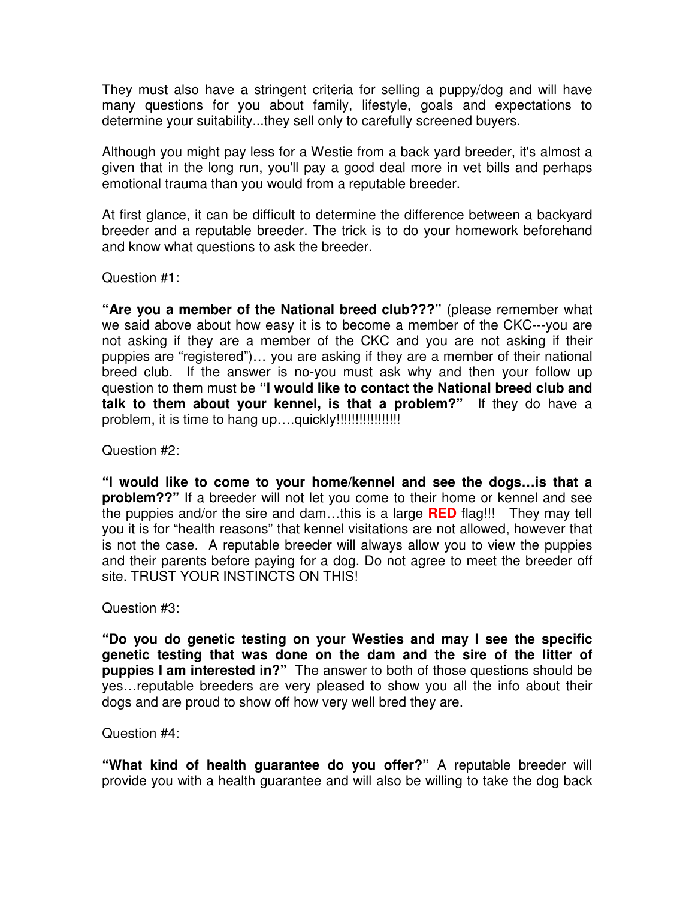They must also have a stringent criteria for selling a puppy/dog and will have many questions for you about family, lifestyle, goals and expectations to determine your suitability...they sell only to carefully screened buyers.

Although you might pay less for a Westie from a back yard breeder, it's almost a given that in the long run, you'll pay a good deal more in vet bills and perhaps emotional trauma than you would from a reputable breeder.

At first glance, it can be difficult to determine the difference between a backyard breeder and a reputable breeder. The trick is to do your homework beforehand and know what questions to ask the breeder.

Question #1:

**"Are you a member of the National breed club???"** (please remember what we said above about how easy it is to become a member of the CKC---you are not asking if they are a member of the CKC and you are not asking if their puppies are "registered")… you are asking if they are a member of their national breed club. If the answer is no-you must ask why and then your follow up question to them must be **"I would like to contact the National breed club and talk to them about your kennel, is that a problem?"** If they do have a problem, it is time to hang up….quickly!!!!!!!!!!!!!!!!

Question #2:

**"I would like to come to your home/kennel and see the dogs…is that a problem??"** If a breeder will not let you come to their home or kennel and see the puppies and/or the sire and dam…this is a large **RED** flag!!! They may tell you it is for "health reasons" that kennel visitations are not allowed, however that is not the case. A reputable breeder will always allow you to view the puppies and their parents before paying for a dog. Do not agree to meet the breeder off site. TRUST YOUR INSTINCTS ON THIS!

Question #3:

**"Do you do genetic testing on your Westies and may I see the specific genetic testing that was done on the dam and the sire of the litter of puppies I am interested in?"** The answer to both of those questions should be yes…reputable breeders are very pleased to show you all the info about their dogs and are proud to show off how very well bred they are.

Question #4:

**"What kind of health guarantee do you offer?"** A reputable breeder will provide you with a health guarantee and will also be willing to take the dog back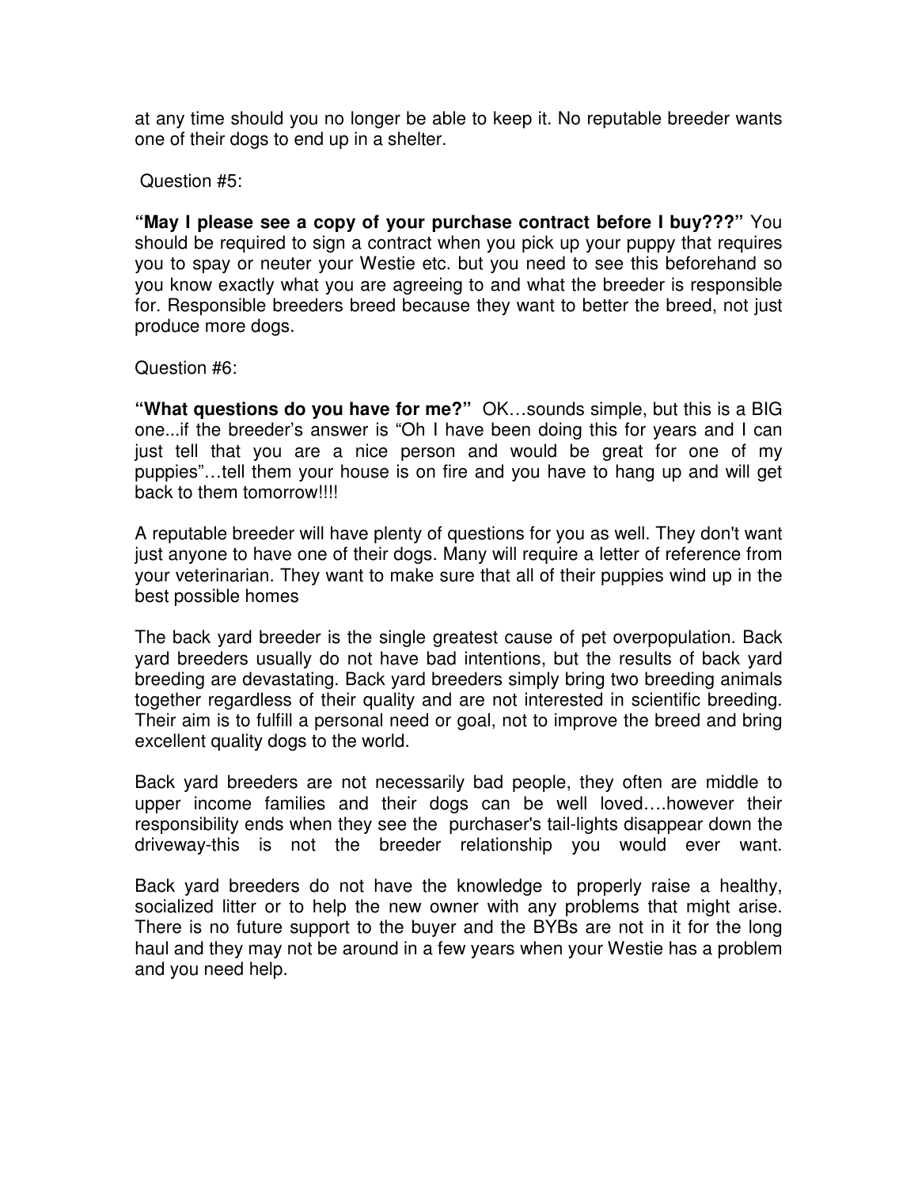at any time should you no longer be able to keep it. No reputable breeder wants one of their dogs to end up in a shelter.

Question #5:

**"May I please see a copy of your purchase contract before I buy???"** You should be required to sign a contract when you pick up your puppy that requires you to spay or neuter your Westie etc. but you need to see this beforehand so you know exactly what you are agreeing to and what the breeder is responsible for. Responsible breeders breed because they want to better the breed, not just produce more dogs.

Question #6:

**"What questions do you have for me?"** OK…sounds simple, but this is a BIG one...if the breeder's answer is "Oh I have been doing this for years and I can just tell that you are a nice person and would be great for one of my puppies"…tell them your house is on fire and you have to hang up and will get back to them tomorrow!!!!

A reputable breeder will have plenty of questions for you as well. They don't want just anyone to have one of their dogs. Many will require a letter of reference from your veterinarian. They want to make sure that all of their puppies wind up in the best possible homes

The back yard breeder is the single greatest cause of pet overpopulation. Back yard breeders usually do not have bad intentions, but the results of back yard breeding are devastating. Back yard breeders simply bring two breeding animals together regardless of their quality and are not interested in scientific breeding. Their aim is to fulfill a personal need or goal, not to improve the breed and bring excellent quality dogs to the world.

Back yard breeders are not necessarily bad people, they often are middle to upper income families and their dogs can be well loved….however their responsibility ends when they see the purchaser's tail-lights disappear down the driveway-this is not the breeder relationship you would ever want.

Back yard breeders do not have the knowledge to properly raise a healthy, socialized litter or to help the new owner with any problems that might arise. There is no future support to the buyer and the BYBs are not in it for the long haul and they may not be around in a few years when your Westie has a problem and you need help.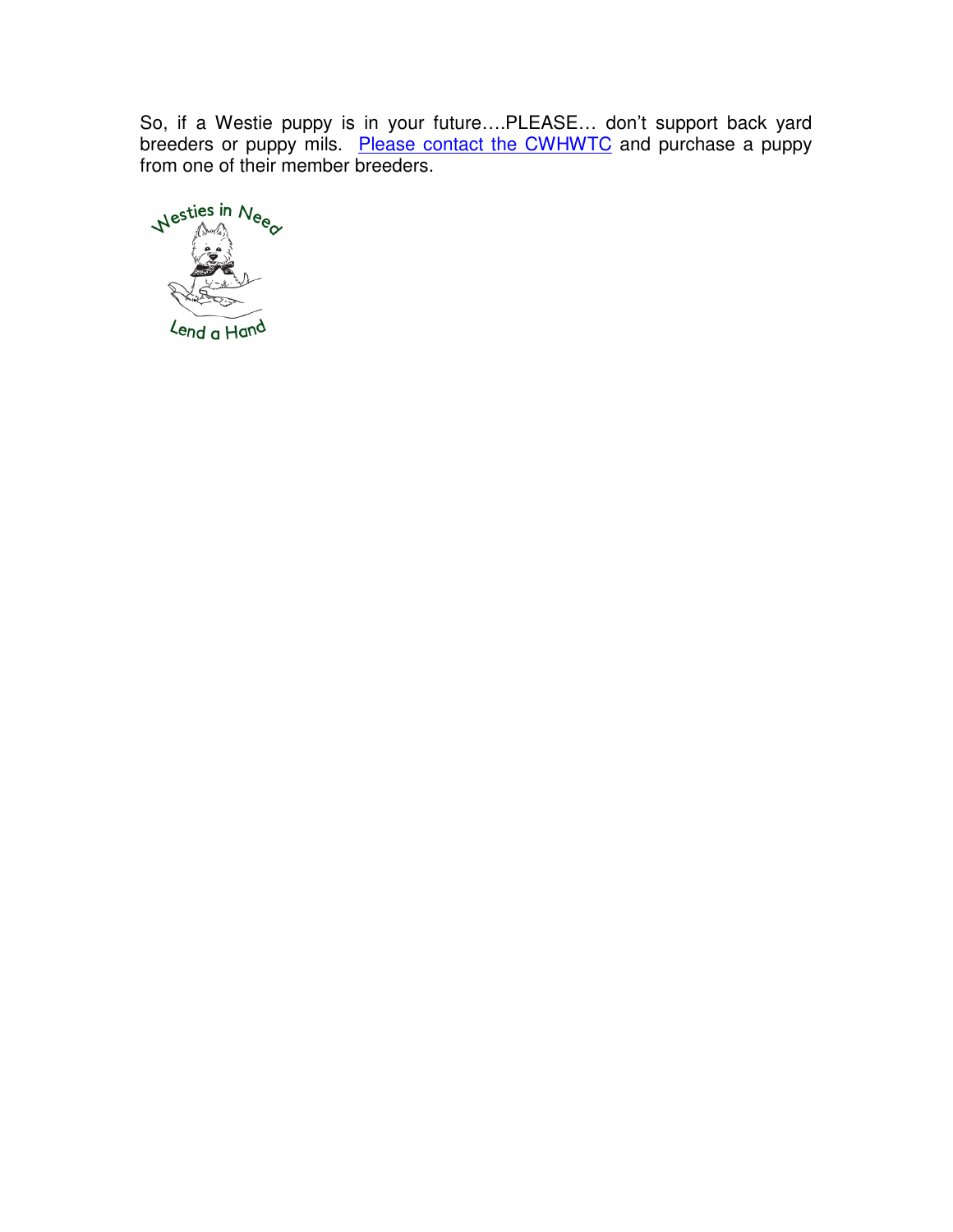So, if a Westie puppy is in your future….PLEASE… don't support back yard breeders or puppy mils. [Please contact the CWHWTC] and purchase a puppy from one of their member breeders.